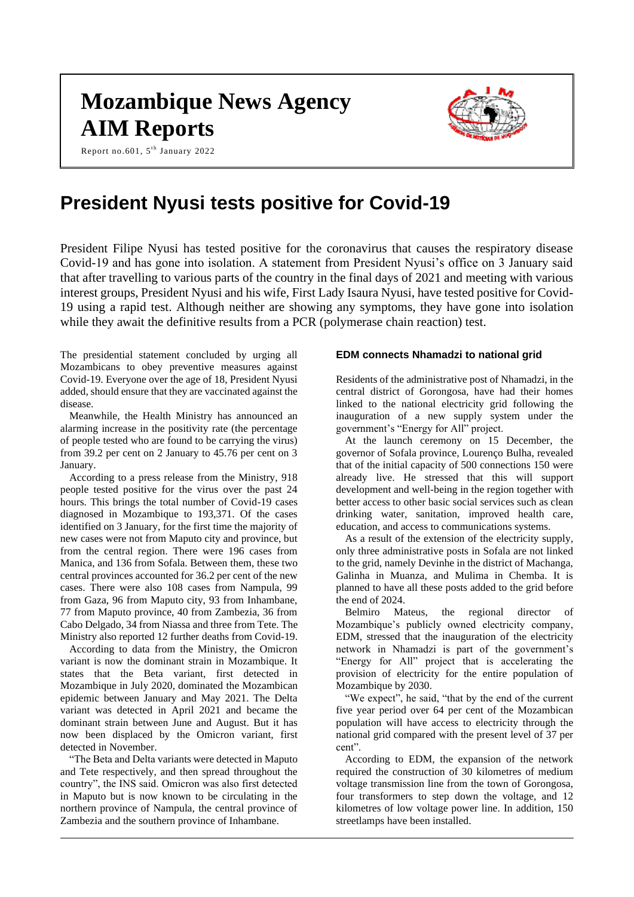# Mozambique News Agency
# AIM Reports

Report no.601, 5th January 2022

## President Nyusi tests positive for Covid-19

President Filipe Nyusi has tested positive for the coronavirus that causes the respiratory disease Covid-19 and has gone into isolation. A statement from President Nyusi's office on 3 January said that after travelling to various parts of the country in the final days of 2021 and meeting with various interest groups, President Nyusi and his wife, First Lady Isaura Nyusi, have tested positive for Covid-19 using a rapid test. Although neither are showing any symptoms, they have gone into isolation while they await the definitive results from a PCR (polymerase chain reaction) test.

The presidential statement concluded by urging all Mozambicans to obey preventive measures against Covid-19. Everyone over the age of 18, President Nyusi added, should ensure that they are vaccinated against the disease.

Meanwhile, the Health Ministry has announced an alarming increase in the positivity rate (the percentage of people tested who are found to be carrying the virus) from 39.2 per cent on 2 January to 45.76 per cent on 3 January.

According to a press release from the Ministry, 918 people tested positive for the virus over the past 24 hours. This brings the total number of Covid-19 cases diagnosed in Mozambique to 193,371. Of the cases identified on 3 January, for the first time the majority of new cases were not from Maputo city and province, but from the central region. There were 196 cases from Manica, and 136 from Sofala. Between them, these two central provinces accounted for 36.2 per cent of the new cases. There were also 108 cases from Nampula, 99 from Gaza, 96 from Maputo city, 93 from Inhambane, 77 from Maputo province, 40 from Zambezia, 36 from Cabo Delgado, 34 from Niassa and three from Tete. The Ministry also reported 12 further deaths from Covid-19.

According to data from the Ministry, the Omicron variant is now the dominant strain in Mozambique. It states that the Beta variant, first detected in Mozambique in July 2020, dominated the Mozambican epidemic between January and May 2021. The Delta variant was detected in April 2021 and became the dominant strain between June and August. But it has now been displaced by the Omicron variant, first detected in November.

"The Beta and Delta variants were detected in Maputo and Tete respectively, and then spread throughout the country", the INS said. Omicron was also first detected in Maputo but is now known to be circulating in the northern province of Nampula, the central province of Zambezia and the southern province of Inhambane.

### EDM connects Nhamadzi to national grid

Residents of the administrative post of Nhamadzi, in the central district of Gorongosa, have had their homes linked to the national electricity grid following the inauguration of a new supply system under the government's "Energy for All" project.

At the launch ceremony on 15 December, the governor of Sofala province, Lourenço Bulha, revealed that of the initial capacity of 500 connections 150 were already live. He stressed that this will support development and well-being in the region together with better access to other basic social services such as clean drinking water, sanitation, improved health care, education, and access to communications systems.

As a result of the extension of the electricity supply, only three administrative posts in Sofala are not linked to the grid, namely Devinhe in the district of Machanga, Galinha in Muanza, and Mulima in Chemba. It is planned to have all these posts added to the grid before the end of 2024.

Belmiro Mateus, the regional director of Mozambique's publicly owned electricity company, EDM, stressed that the inauguration of the electricity network in Nhamadzi is part of the government's "Energy for All" project that is accelerating the provision of electricity for the entire population of Mozambique by 2030.

"We expect", he said, "that by the end of the current five year period over 64 per cent of the Mozambican population will have access to electricity through the national grid compared with the present level of 37 per cent".

According to EDM, the expansion of the network required the construction of 30 kilometres of medium voltage transmission line from the town of Gorongosa, four transformers to step down the voltage, and 12 kilometres of low voltage power line. In addition, 150 streetlamps have been installed.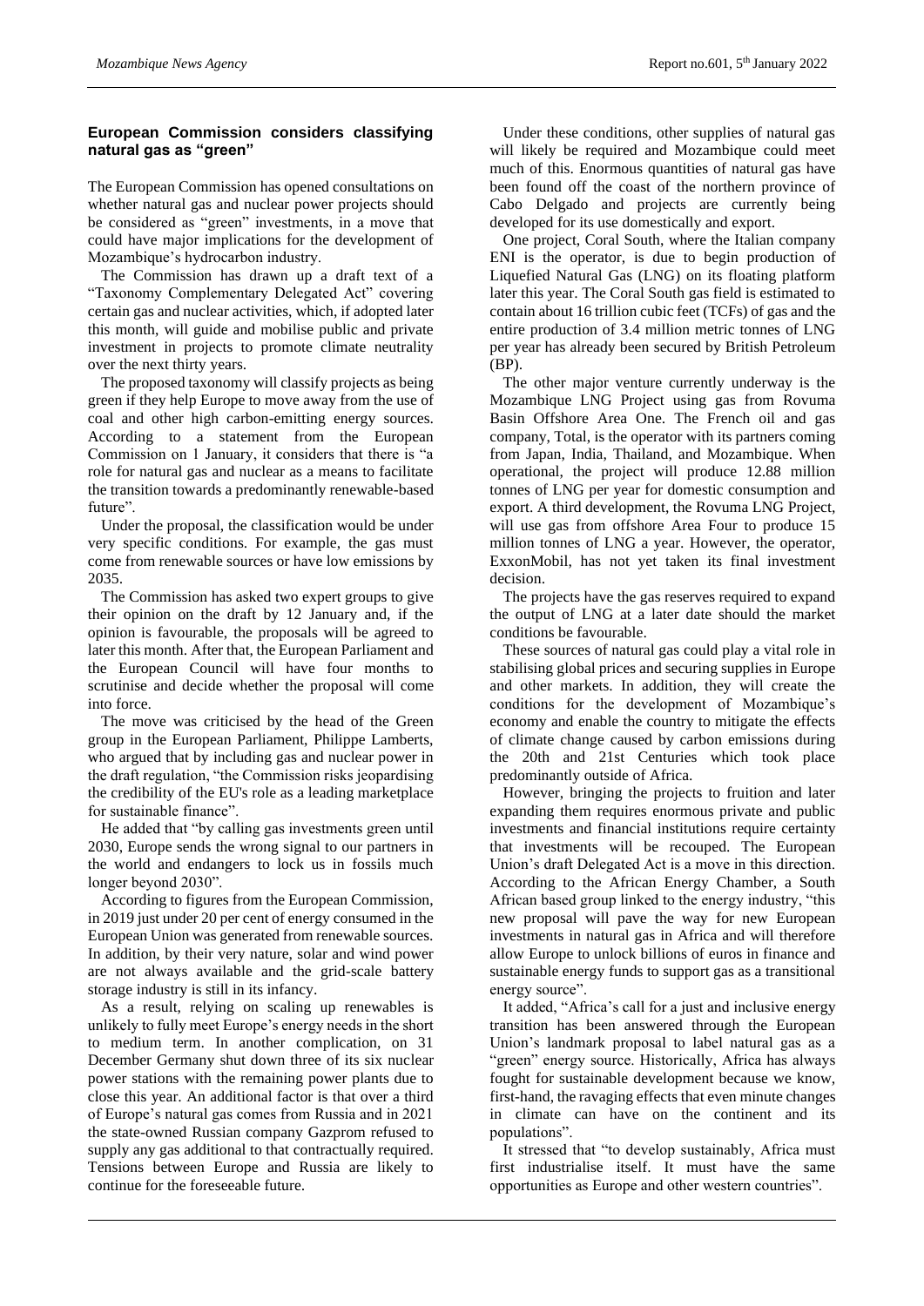## European Commission considers classifying natural gas as "green"

The European Commission has opened consultations on whether natural gas and nuclear power projects should be considered as "green" investments, in a move that could have major implications for the development of Mozambique's hydrocarbon industry.

The Commission has drawn up a draft text of a "Taxonomy Complementary Delegated Act" covering certain gas and nuclear activities, which, if adopted later this month, will guide and mobilise public and private investment in projects to promote climate neutrality over the next thirty years.

The proposed taxonomy will classify projects as being green if they help Europe to move away from the use of coal and other high carbon-emitting energy sources. According to a statement from the European Commission on 1 January, it considers that there is "a role for natural gas and nuclear as a means to facilitate the transition towards a predominantly renewable-based future".

Under the proposal, the classification would be under very specific conditions. For example, the gas must come from renewable sources or have low emissions by 2035.

The Commission has asked two expert groups to give their opinion on the draft by 12 January and, if the opinion is favourable, the proposals will be agreed to later this month. After that, the European Parliament and the European Council will have four months to scrutinise and decide whether the proposal will come into force.

The move was criticised by the head of the Green group in the European Parliament, Philippe Lamberts, who argued that by including gas and nuclear power in the draft regulation, "the Commission risks jeopardising the credibility of the EU's role as a leading marketplace for sustainable finance".

He added that "by calling gas investments green until 2030, Europe sends the wrong signal to our partners in the world and endangers to lock us in fossils much longer beyond 2030".

According to figures from the European Commission, in 2019 just under 20 per cent of energy consumed in the European Union was generated from renewable sources. In addition, by their very nature, solar and wind power are not always available and the grid-scale battery storage industry is still in its infancy.

As a result, relying on scaling up renewables is unlikely to fully meet Europe's energy needs in the short to medium term. In another complication, on 31 December Germany shut down three of its six nuclear power stations with the remaining power plants due to close this year. An additional factor is that over a third of Europe's natural gas comes from Russia and in 2021 the state-owned Russian company Gazprom refused to supply any gas additional to that contractually required. Tensions between Europe and Russia are likely to continue for the foreseeable future.

Under these conditions, other supplies of natural gas will likely be required and Mozambique could meet much of this. Enormous quantities of natural gas have been found off the coast of the northern province of Cabo Delgado and projects are currently being developed for its use domestically and export.

One project, Coral South, where the Italian company ENI is the operator, is due to begin production of Liquefied Natural Gas (LNG) on its floating platform later this year. The Coral South gas field is estimated to contain about 16 trillion cubic feet (TCFs) of gas and the entire production of 3.4 million metric tonnes of LNG per year has already been secured by British Petroleum (BP).

The other major venture currently underway is the Mozambique LNG Project using gas from Rovuma Basin Offshore Area One. The French oil and gas company, Total, is the operator with its partners coming from Japan, India, Thailand, and Mozambique. When operational, the project will produce 12.88 million tonnes of LNG per year for domestic consumption and export. A third development, the Rovuma LNG Project, will use gas from offshore Area Four to produce 15 million tonnes of LNG a year. However, the operator, ExxonMobil, has not yet taken its final investment decision.

The projects have the gas reserves required to expand the output of LNG at a later date should the market conditions be favourable.

These sources of natural gas could play a vital role in stabilising global prices and securing supplies in Europe and other markets. In addition, they will create the conditions for the development of Mozambique's economy and enable the country to mitigate the effects of climate change caused by carbon emissions during the 20th and 21st Centuries which took place predominantly outside of Africa.

However, bringing the projects to fruition and later expanding them requires enormous private and public investments and financial institutions require certainty that investments will be recouped. The European Union's draft Delegated Act is a move in this direction. According to the African Energy Chamber, a South African based group linked to the energy industry, "this new proposal will pave the way for new European investments in natural gas in Africa and will therefore allow Europe to unlock billions of euros in finance and sustainable energy funds to support gas as a transitional energy source".

It added, "Africa's call for a just and inclusive energy transition has been answered through the European Union's landmark proposal to label natural gas as a "green" energy source. Historically, Africa has always fought for sustainable development because we know, first-hand, the ravaging effects that even minute changes in climate can have on the continent and its populations".

It stressed that "to develop sustainably, Africa must first industrialise itself. It must have the same opportunities as Europe and other western countries".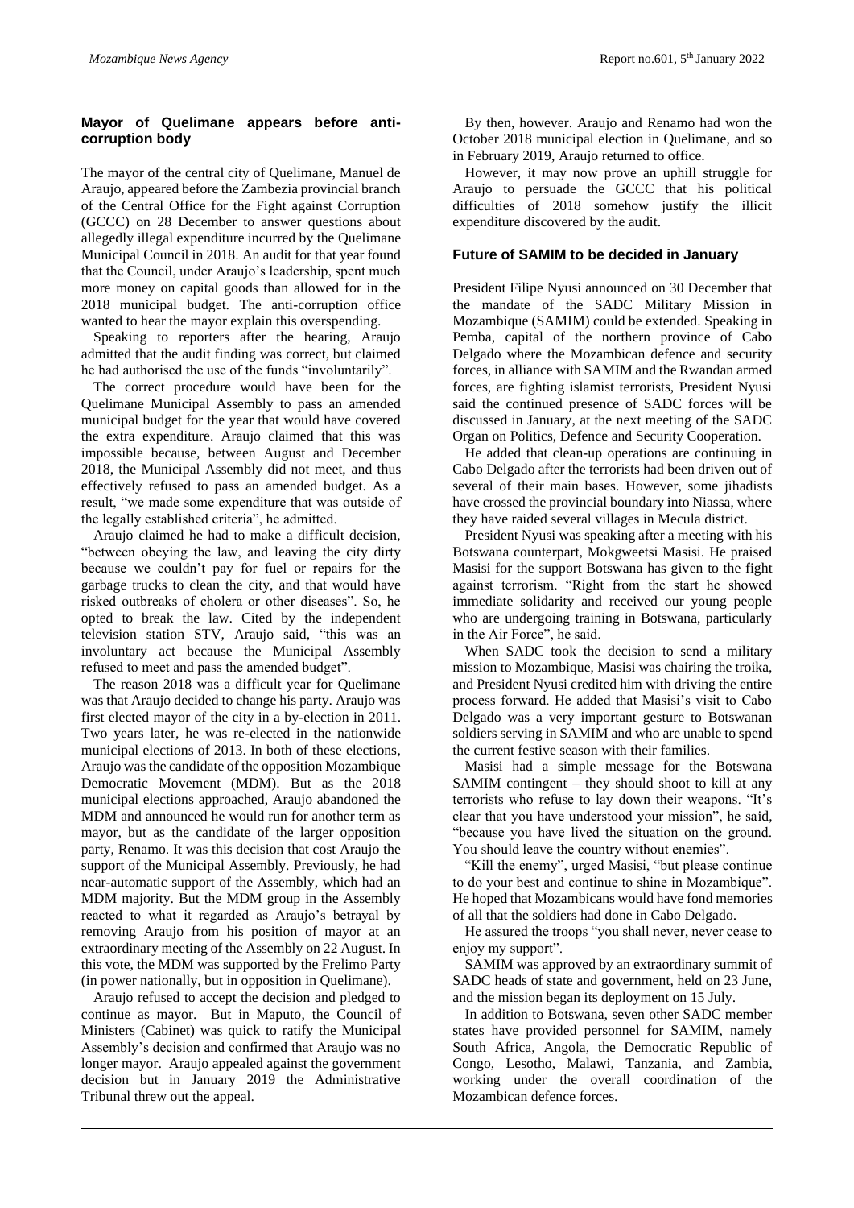## Mayor of Quelimane appears before anti-corruption body

The mayor of the central city of Quelimane, Manuel de Araujo, appeared before the Zambezia provincial branch of the Central Office for the Fight against Corruption (GCCC) on 28 December to answer questions about allegedly illegal expenditure incurred by the Quelimane Municipal Council in 2018. An audit for that year found that the Council, under Araujo's leadership, spent much more money on capital goods than allowed for in the 2018 municipal budget. The anti-corruption office wanted to hear the mayor explain this overspending.

Speaking to reporters after the hearing, Araujo admitted that the audit finding was correct, but claimed he had authorised the use of the funds "involuntarily".

The correct procedure would have been for the Quelimane Municipal Assembly to pass an amended municipal budget for the year that would have covered the extra expenditure. Araujo claimed that this was impossible because, between August and December 2018, the Municipal Assembly did not meet, and thus effectively refused to pass an amended budget. As a result, "we made some expenditure that was outside of the legally established criteria", he admitted.

Araujo claimed he had to make a difficult decision, "between obeying the law, and leaving the city dirty because we couldn't pay for fuel or repairs for the garbage trucks to clean the city, and that would have risked outbreaks of cholera or other diseases". So, he opted to break the law. Cited by the independent television station STV, Araujo said, "this was an involuntary act because the Municipal Assembly refused to meet and pass the amended budget".

The reason 2018 was a difficult year for Quelimane was that Araujo decided to change his party. Araujo was first elected mayor of the city in a by-election in 2011. Two years later, he was re-elected in the nationwide municipal elections of 2013. In both of these elections, Araujo was the candidate of the opposition Mozambique Democratic Movement (MDM). But as the 2018 municipal elections approached, Araujo abandoned the MDM and announced he would run for another term as mayor, but as the candidate of the larger opposition party, Renamo. It was this decision that cost Araujo the support of the Municipal Assembly. Previously, he had near-automatic support of the Assembly, which had an MDM majority. But the MDM group in the Assembly reacted to what it regarded as Araujo's betrayal by removing Araujo from his position of mayor at an extraordinary meeting of the Assembly on 22 August. In this vote, the MDM was supported by the Frelimo Party (in power nationally, but in opposition in Quelimane).

Araujo refused to accept the decision and pledged to continue as mayor. But in Maputo, the Council of Ministers (Cabinet) was quick to ratify the Municipal Assembly's decision and confirmed that Araujo was no longer mayor. Araujo appealed against the government decision but in January 2019 the Administrative Tribunal threw out the appeal.

By then, however. Araujo and Renamo had won the October 2018 municipal election in Quelimane, and so in February 2019, Araujo returned to office.

However, it may now prove an uphill struggle for Araujo to persuade the GCCC that his political difficulties of 2018 somehow justify the illicit expenditure discovered by the audit.

## Future of SAMIM to be decided in January

President Filipe Nyusi announced on 30 December that the mandate of the SADC Military Mission in Mozambique (SAMIM) could be extended. Speaking in Pemba, capital of the northern province of Cabo Delgado where the Mozambican defence and security forces, in alliance with SAMIM and the Rwandan armed forces, are fighting islamist terrorists, President Nyusi said the continued presence of SADC forces will be discussed in January, at the next meeting of the SADC Organ on Politics, Defence and Security Cooperation.

He added that clean-up operations are continuing in Cabo Delgado after the terrorists had been driven out of several of their main bases. However, some jihadists have crossed the provincial boundary into Niassa, where they have raided several villages in Mecula district.

President Nyusi was speaking after a meeting with his Botswana counterpart, Mokgweetsi Masisi. He praised Masisi for the support Botswana has given to the fight against terrorism. "Right from the start he showed immediate solidarity and received our young people who are undergoing training in Botswana, particularly in the Air Force", he said.

When SADC took the decision to send a military mission to Mozambique, Masisi was chairing the troika, and President Nyusi credited him with driving the entire process forward. He added that Masisi's visit to Cabo Delgado was a very important gesture to Botswanan soldiers serving in SAMIM and who are unable to spend the current festive season with their families.

Masisi had a simple message for the Botswana SAMIM contingent – they should shoot to kill at any terrorists who refuse to lay down their weapons. "It's clear that you have understood your mission", he said, "because you have lived the situation on the ground. You should leave the country without enemies".

"Kill the enemy", urged Masisi, "but please continue to do your best and continue to shine in Mozambique". He hoped that Mozambicans would have fond memories of all that the soldiers had done in Cabo Delgado.

He assured the troops "you shall never, never cease to enjoy my support".

SAMIM was approved by an extraordinary summit of SADC heads of state and government, held on 23 June, and the mission began its deployment on 15 July.

In addition to Botswana, seven other SADC member states have provided personnel for SAMIM, namely South Africa, Angola, the Democratic Republic of Congo, Lesotho, Malawi, Tanzania, and Zambia, working under the overall coordination of the Mozambican defence forces.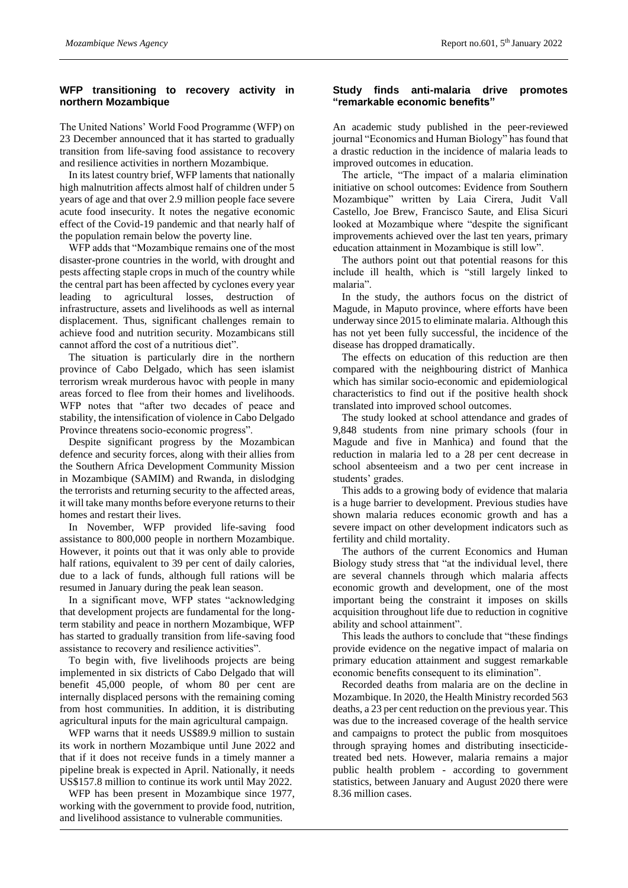## WFP transitioning to recovery activity in northern Mozambique

The United Nations' World Food Programme (WFP) on 23 December announced that it has started to gradually transition from life-saving food assistance to recovery and resilience activities in northern Mozambique.

In its latest country brief, WFP laments that nationally high malnutrition affects almost half of children under 5 years of age and that over 2.9 million people face severe acute food insecurity. It notes the negative economic effect of the Covid-19 pandemic and that nearly half of the population remain below the poverty line.

WFP adds that "Mozambique remains one of the most disaster-prone countries in the world, with drought and pests affecting staple crops in much of the country while the central part has been affected by cyclones every year leading to agricultural losses, destruction of infrastructure, assets and livelihoods as well as internal displacement. Thus, significant challenges remain to achieve food and nutrition security. Mozambicans still cannot afford the cost of a nutritious diet".

The situation is particularly dire in the northern province of Cabo Delgado, which has seen islamist terrorism wreak murderous havoc with people in many areas forced to flee from their homes and livelihoods. WFP notes that "after two decades of peace and stability, the intensification of violence in Cabo Delgado Province threatens socio-economic progress".

Despite significant progress by the Mozambican defence and security forces, along with their allies from the Southern Africa Development Community Mission in Mozambique (SAMIM) and Rwanda, in dislodging the terrorists and returning security to the affected areas, it will take many months before everyone returns to their homes and restart their lives.

In November, WFP provided life-saving food assistance to 800,000 people in northern Mozambique. However, it points out that it was only able to provide half rations, equivalent to 39 per cent of daily calories, due to a lack of funds, although full rations will be resumed in January during the peak lean season.

In a significant move, WFP states "acknowledging that development projects are fundamental for the long-term stability and peace in northern Mozambique, WFP has started to gradually transition from life-saving food assistance to recovery and resilience activities".

To begin with, five livelihoods projects are being implemented in six districts of Cabo Delgado that will benefit 45,000 people, of whom 80 per cent are internally displaced persons with the remaining coming from host communities. In addition, it is distributing agricultural inputs for the main agricultural campaign.

WFP warns that it needs US$89.9 million to sustain its work in northern Mozambique until June 2022 and that if it does not receive funds in a timely manner a pipeline break is expected in April. Nationally, it needs US$157.8 million to continue its work until May 2022.

WFP has been present in Mozambique since 1977, working with the government to provide food, nutrition, and livelihood assistance to vulnerable communities.

## Study finds anti-malaria drive promotes "remarkable economic benefits"

An academic study published in the peer-reviewed journal "Economics and Human Biology" has found that a drastic reduction in the incidence of malaria leads to improved outcomes in education.

The article, "The impact of a malaria elimination initiative on school outcomes: Evidence from Southern Mozambique" written by Laia Cirera, Judit Vall Castello, Joe Brew, Francisco Saute, and Elisa Sicuri looked at Mozambique where "despite the significant improvements achieved over the last ten years, primary education attainment in Mozambique is still low".

The authors point out that potential reasons for this include ill health, which is "still largely linked to malaria".

In the study, the authors focus on the district of Magude, in Maputo province, where efforts have been underway since 2015 to eliminate malaria. Although this has not yet been fully successful, the incidence of the disease has dropped dramatically.

The effects on education of this reduction are then compared with the neighbouring district of Manhica which has similar socio-economic and epidemiological characteristics to find out if the positive health shock translated into improved school outcomes.

The study looked at school attendance and grades of 9,848 students from nine primary schools (four in Magude and five in Manhica) and found that the reduction in malaria led to a 28 per cent decrease in school absenteeism and a two per cent increase in students' grades.

This adds to a growing body of evidence that malaria is a huge barrier to development. Previous studies have shown malaria reduces economic growth and has a severe impact on other development indicators such as fertility and child mortality.

The authors of the current Economics and Human Biology study stress that "at the individual level, there are several channels through which malaria affects economic growth and development, one of the most important being the constraint it imposes on skills acquisition throughout life due to reduction in cognitive ability and school attainment".

This leads the authors to conclude that "these findings provide evidence on the negative impact of malaria on primary education attainment and suggest remarkable economic benefits consequent to its elimination".

Recorded deaths from malaria are on the decline in Mozambique. In 2020, the Health Ministry recorded 563 deaths, a 23 per cent reduction on the previous year. This was due to the increased coverage of the health service and campaigns to protect the public from mosquitoes through spraying homes and distributing insecticide-treated bed nets. However, malaria remains a major public health problem - according to government statistics, between January and August 2020 there were 8.36 million cases.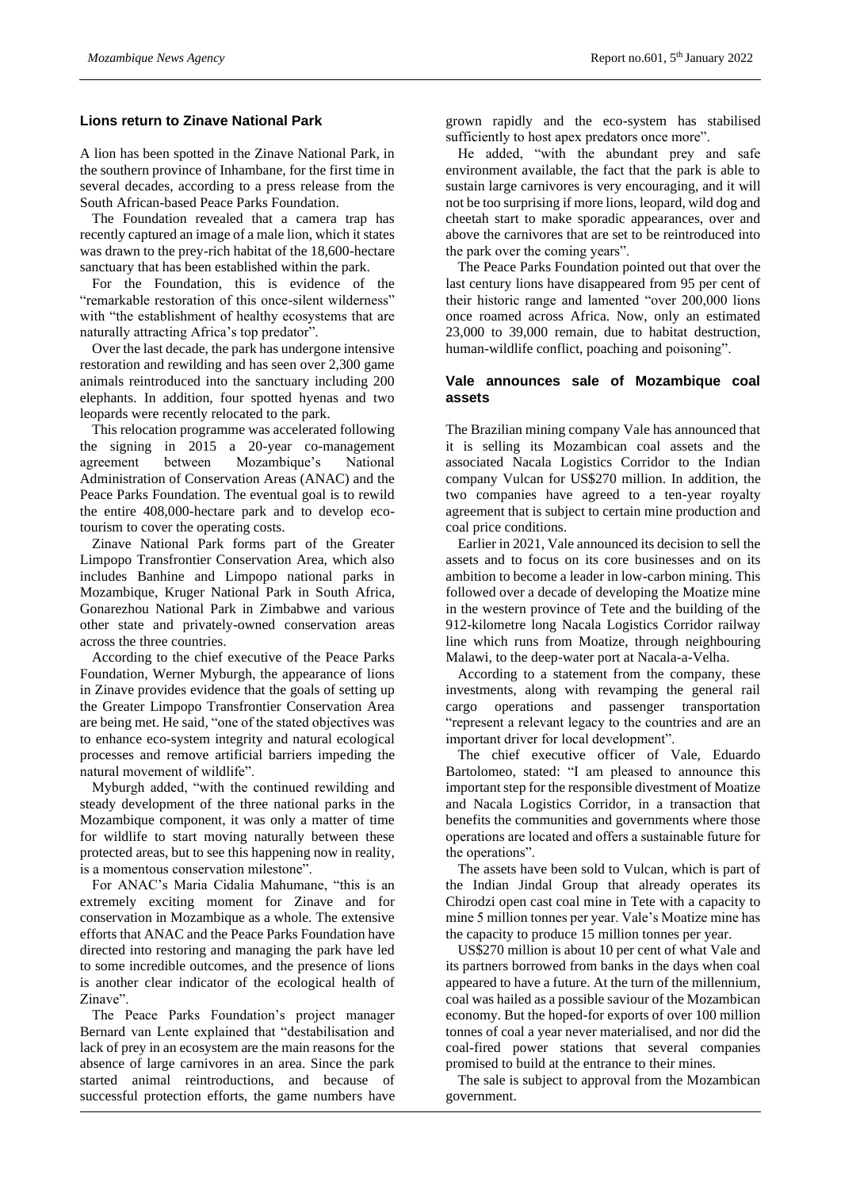## Lions return to Zinave National Park

A lion has been spotted in the Zinave National Park, in the southern province of Inhambane, for the first time in several decades, according to a press release from the South African-based Peace Parks Foundation.

The Foundation revealed that a camera trap has recently captured an image of a male lion, which it states was drawn to the prey-rich habitat of the 18,600-hectare sanctuary that has been established within the park.

For the Foundation, this is evidence of the "remarkable restoration of this once-silent wilderness" with "the establishment of healthy ecosystems that are naturally attracting Africa's top predator".

Over the last decade, the park has undergone intensive restoration and rewilding and has seen over 2,300 game animals reintroduced into the sanctuary including 200 elephants. In addition, four spotted hyenas and two leopards were recently relocated to the park.

This relocation programme was accelerated following the signing in 2015 a 20-year co-management agreement between Mozambique's National Administration of Conservation Areas (ANAC) and the Peace Parks Foundation. The eventual goal is to rewild the entire 408,000-hectare park and to develop eco-tourism to cover the operating costs.

Zinave National Park forms part of the Greater Limpopo Transfrontier Conservation Area, which also includes Banhine and Limpopo national parks in Mozambique, Kruger National Park in South Africa, Gonarezhou National Park in Zimbabwe and various other state and privately-owned conservation areas across the three countries.

According to the chief executive of the Peace Parks Foundation, Werner Myburgh, the appearance of lions in Zinave provides evidence that the goals of setting up the Greater Limpopo Transfrontier Conservation Area are being met. He said, "one of the stated objectives was to enhance eco-system integrity and natural ecological processes and remove artificial barriers impeding the natural movement of wildlife".

Myburgh added, "with the continued rewilding and steady development of the three national parks in the Mozambique component, it was only a matter of time for wildlife to start moving naturally between these protected areas, but to see this happening now in reality, is a momentous conservation milestone".

For ANAC's Maria Cidalia Mahumane, "this is an extremely exciting moment for Zinave and for conservation in Mozambique as a whole. The extensive efforts that ANAC and the Peace Parks Foundation have directed into restoring and managing the park have led to some incredible outcomes, and the presence of lions is another clear indicator of the ecological health of Zinave".

The Peace Parks Foundation's project manager Bernard van Lente explained that "destabilisation and lack of prey in an ecosystem are the main reasons for the absence of large carnivores in an area. Since the park started animal reintroductions, and because of successful protection efforts, the game numbers have grown rapidly and the eco-system has stabilised sufficiently to host apex predators once more".

He added, "with the abundant prey and safe environment available, the fact that the park is able to sustain large carnivores is very encouraging, and it will not be too surprising if more lions, leopard, wild dog and cheetah start to make sporadic appearances, over and above the carnivores that are set to be reintroduced into the park over the coming years".

The Peace Parks Foundation pointed out that over the last century lions have disappeared from 95 per cent of their historic range and lamented "over 200,000 lions once roamed across Africa. Now, only an estimated 23,000 to 39,000 remain, due to habitat destruction, human-wildlife conflict, poaching and poisoning".

## Vale announces sale of Mozambique coal assets

The Brazilian mining company Vale has announced that it is selling its Mozambican coal assets and the associated Nacala Logistics Corridor to the Indian company Vulcan for US$270 million. In addition, the two companies have agreed to a ten-year royalty agreement that is subject to certain mine production and coal price conditions.

Earlier in 2021, Vale announced its decision to sell the assets and to focus on its core businesses and on its ambition to become a leader in low-carbon mining. This followed over a decade of developing the Moatize mine in the western province of Tete and the building of the 912-kilometre long Nacala Logistics Corridor railway line which runs from Moatize, through neighbouring Malawi, to the deep-water port at Nacala-a-Velha.

According to a statement from the company, these investments, along with revamping the general rail cargo operations and passenger transportation "represent a relevant legacy to the countries and are an important driver for local development".

The chief executive officer of Vale, Eduardo Bartolomeo, stated: "I am pleased to announce this important step for the responsible divestment of Moatize and Nacala Logistics Corridor, in a transaction that benefits the communities and governments where those operations are located and offers a sustainable future for the operations".

The assets have been sold to Vulcan, which is part of the Indian Jindal Group that already operates its Chirodzi open cast coal mine in Tete with a capacity to mine 5 million tonnes per year. Vale's Moatize mine has the capacity to produce 15 million tonnes per year.

US$270 million is about 10 per cent of what Vale and its partners borrowed from banks in the days when coal appeared to have a future. At the turn of the millennium, coal was hailed as a possible saviour of the Mozambican economy. But the hoped-for exports of over 100 million tonnes of coal a year never materialised, and nor did the coal-fired power stations that several companies promised to build at the entrance to their mines.

The sale is subject to approval from the Mozambican government.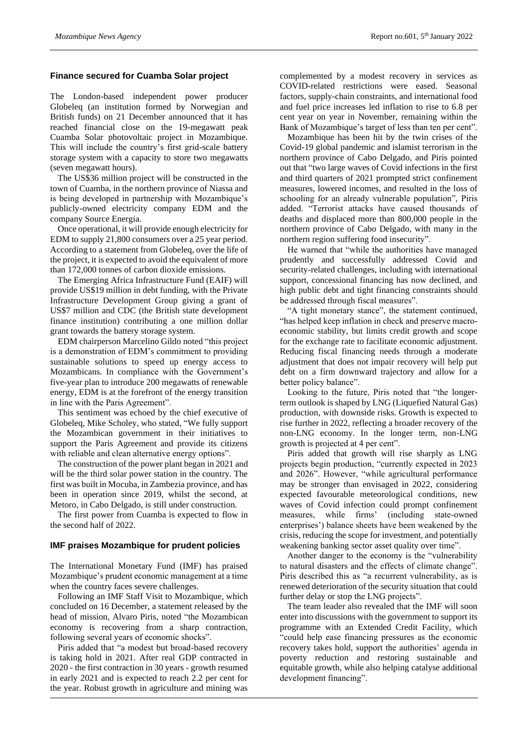## Finance secured for Cuamba Solar project

The London-based independent power producer Globeleq (an institution formed by Norwegian and British funds) on 21 December announced that it has reached financial close on the 19-megawatt peak Cuamba Solar photovoltaic project in Mozambique. This will include the country's first grid-scale battery storage system with a capacity to store two megawatts (seven megawatt hours).

The US$36 million project will be constructed in the town of Cuamba, in the northern province of Niassa and is being developed in partnership with Mozambique's publicly-owned electricity company EDM and the company Source Energia.

Once operational, it will provide enough electricity for EDM to supply 21,800 consumers over a 25 year period. According to a statement from Globeleq, over the life of the project, it is expected to avoid the equivalent of more than 172,000 tonnes of carbon dioxide emissions.

The Emerging Africa Infrastructure Fund (EAIF) will provide US$19 million in debt funding, with the Private Infrastructure Development Group giving a grant of US$7 million and CDC (the British state development finance institution) contributing a one million dollar grant towards the battery storage system.

EDM chairperson Marcelino Gildo noted "this project is a demonstration of EDM's commitment to providing sustainable solutions to speed up energy access to Mozambicans. In compliance with the Government's five-year plan to introduce 200 megawatts of renewable energy, EDM is at the forefront of the energy transition in line with the Paris Agreement".

This sentiment was echoed by the chief executive of Globeleq, Mike Scholey, who stated, "We fully support the Mozambican government in their initiatives to support the Paris Agreement and provide its citizens with reliable and clean alternative energy options".

The construction of the power plant began in 2021 and will be the third solar power station in the country. The first was built in Mocuba, in Zambezia province, and has been in operation since 2019, whilst the second, at Metoro, in Cabo Delgado, is still under construction.

The first power from Cuamba is expected to flow in the second half of 2022.

## IMF praises Mozambique for prudent policies

The International Monetary Fund (IMF) has praised Mozambique's prudent economic management at a time when the country faces severe challenges.

Following an IMF Staff Visit to Mozambique, which concluded on 16 December, a statement released by the head of mission, Alvaro Piris, noted "the Mozambican economy is recovering from a sharp contraction, following several years of economic shocks".

Piris added that "a modest but broad-based recovery is taking hold in 2021. After real GDP contracted in 2020 - the first contraction in 30 years - growth resumed in early 2021 and is expected to reach 2.2 per cent for the year. Robust growth in agriculture and mining was complemented by a modest recovery in services as COVID-related restrictions were eased. Seasonal factors, supply-chain constraints, and international food and fuel price increases led inflation to rise to 6.8 per cent year on year in November, remaining within the Bank of Mozambique's target of less than ten per cent".

Mozambique has been hit by the twin crises of the Covid-19 global pandemic and islamist terrorism in the northern province of Cabo Delgado, and Piris pointed out that "two large waves of Covid infections in the first and third quarters of 2021 prompted strict confinement measures, lowered incomes, and resulted in the loss of schooling for an already vulnerable population", Piris added. "Terrorist attacks have caused thousands of deaths and displaced more than 800,000 people in the northern province of Cabo Delgado, with many in the northern region suffering food insecurity".

He warned that "while the authorities have managed prudently and successfully addressed Covid and security-related challenges, including with international support, concessional financing has now declined, and high public debt and tight financing constraints should be addressed through fiscal measures".

"A tight monetary stance", the statement continued, "has helped keep inflation in check and preserve macro-economic stability, but limits credit growth and scope for the exchange rate to facilitate economic adjustment. Reducing fiscal financing needs through a moderate adjustment that does not impair recovery will help put debt on a firm downward trajectory and allow for a better policy balance".

Looking to the future, Piris noted that "the longer-term outlook is shaped by LNG (Liquefied Natural Gas) production, with downside risks. Growth is expected to rise further in 2022, reflecting a broader recovery of the non-LNG economy. In the longer term, non-LNG growth is projected at 4 per cent".

Piris added that growth will rise sharply as LNG projects begin production, "currently expected in 2023 and 2026". However, "while agricultural performance may be stronger than envisaged in 2022, considering expected favourable meteorological conditions, new waves of Covid infection could prompt confinement measures, while firms' (including state-owned enterprises') balance sheets have been weakened by the crisis, reducing the scope for investment, and potentially weakening banking sector asset quality over time".

Another danger to the economy is the "vulnerability to natural disasters and the effects of climate change". Piris described this as "a recurrent vulnerability, as is renewed deterioration of the security situation that could further delay or stop the LNG projects".

The team leader also revealed that the IMF will soon enter into discussions with the government to support its programme with an Extended Credit Facility, which "could help ease financing pressures as the economic recovery takes hold, support the authorities' agenda in poverty reduction and restoring sustainable and equitable growth, while also helping catalyse additional development financing".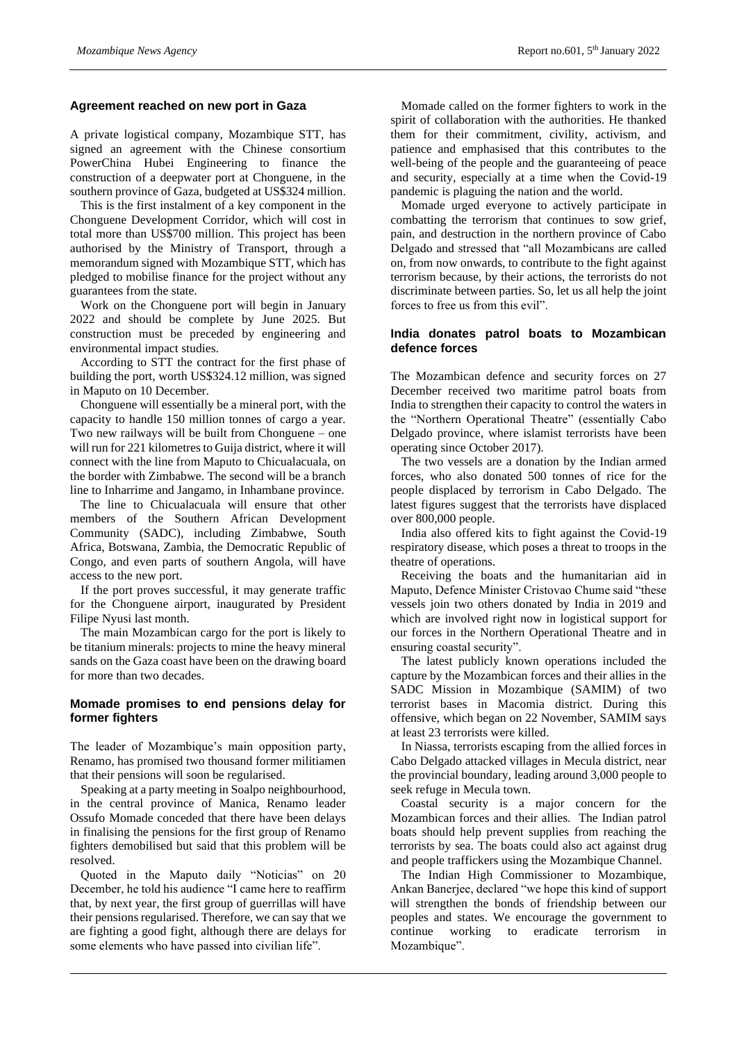## Agreement reached on new port in Gaza

A private logistical company, Mozambique STT, has signed an agreement with the Chinese consortium PowerChina Hubei Engineering to finance the construction of a deepwater port at Chonguene, in the southern province of Gaza, budgeted at US$324 million.

This is the first instalment of a key component in the Chonguene Development Corridor, which will cost in total more than US$700 million. This project has been authorised by the Ministry of Transport, through a memorandum signed with Mozambique STT, which has pledged to mobilise finance for the project without any guarantees from the state.

Work on the Chonguene port will begin in January 2022 and should be complete by June 2025. But construction must be preceded by engineering and environmental impact studies.

According to STT the contract for the first phase of building the port, worth US$324.12 million, was signed in Maputo on 10 December.

Chonguene will essentially be a mineral port, with the capacity to handle 150 million tonnes of cargo a year. Two new railways will be built from Chonguene – one will run for 221 kilometres to Guija district, where it will connect with the line from Maputo to Chicualacuala, on the border with Zimbabwe. The second will be a branch line to Inharrime and Jangamo, in Inhambane province.

The line to Chicualacuala will ensure that other members of the Southern African Development Community (SADC), including Zimbabwe, South Africa, Botswana, Zambia, the Democratic Republic of Congo, and even parts of southern Angola, will have access to the new port.

If the port proves successful, it may generate traffic for the Chonguene airport, inaugurated by President Filipe Nyusi last month.

The main Mozambican cargo for the port is likely to be titanium minerals: projects to mine the heavy mineral sands on the Gaza coast have been on the drawing board for more than two decades.

## Momade promises to end pensions delay for former fighters

The leader of Mozambique's main opposition party, Renamo, has promised two thousand former militiamen that their pensions will soon be regularised.

Speaking at a party meeting in Soalpo neighbourhood, in the central province of Manica, Renamo leader Ossufo Momade conceded that there have been delays in finalising the pensions for the first group of Renamo fighters demobilised but said that this problem will be resolved.

Quoted in the Maputo daily "Noticias" on 20 December, he told his audience "I came here to reaffirm that, by next year, the first group of guerrillas will have their pensions regularised. Therefore, we can say that we are fighting a good fight, although there are delays for some elements who have passed into civilian life".

Momade called on the former fighters to work in the spirit of collaboration with the authorities. He thanked them for their commitment, civility, activism, and patience and emphasised that this contributes to the well-being of the people and the guaranteeing of peace and security, especially at a time when the Covid-19 pandemic is plaguing the nation and the world.

Momade urged everyone to actively participate in combatting the terrorism that continues to sow grief, pain, and destruction in the northern province of Cabo Delgado and stressed that "all Mozambicans are called on, from now onwards, to contribute to the fight against terrorism because, by their actions, the terrorists do not discriminate between parties. So, let us all help the joint forces to free us from this evil".

## India donates patrol boats to Mozambican defence forces

The Mozambican defence and security forces on 27 December received two maritime patrol boats from India to strengthen their capacity to control the waters in the "Northern Operational Theatre" (essentially Cabo Delgado province, where islamist terrorists have been operating since October 2017).

The two vessels are a donation by the Indian armed forces, who also donated 500 tonnes of rice for the people displaced by terrorism in Cabo Delgado. The latest figures suggest that the terrorists have displaced over 800,000 people.

India also offered kits to fight against the Covid-19 respiratory disease, which poses a threat to troops in the theatre of operations.

Receiving the boats and the humanitarian aid in Maputo, Defence Minister Cristovao Chume said "these vessels join two others donated by India in 2019 and which are involved right now in logistical support for our forces in the Northern Operational Theatre and in ensuring coastal security".

The latest publicly known operations included the capture by the Mozambican forces and their allies in the SADC Mission in Mozambique (SAMIM) of two terrorist bases in Macomia district. During this offensive, which began on 22 November, SAMIM says at least 23 terrorists were killed.

In Niassa, terrorists escaping from the allied forces in Cabo Delgado attacked villages in Mecula district, near the provincial boundary, leading around 3,000 people to seek refuge in Mecula town.

Coastal security is a major concern for the Mozambican forces and their allies. The Indian patrol boats should help prevent supplies from reaching the terrorists by sea. The boats could also act against drug and people traffickers using the Mozambique Channel.

The Indian High Commissioner to Mozambique, Ankan Banerjee, declared "we hope this kind of support will strengthen the bonds of friendship between our peoples and states. We encourage the government to continue working to eradicate terrorism in Mozambique".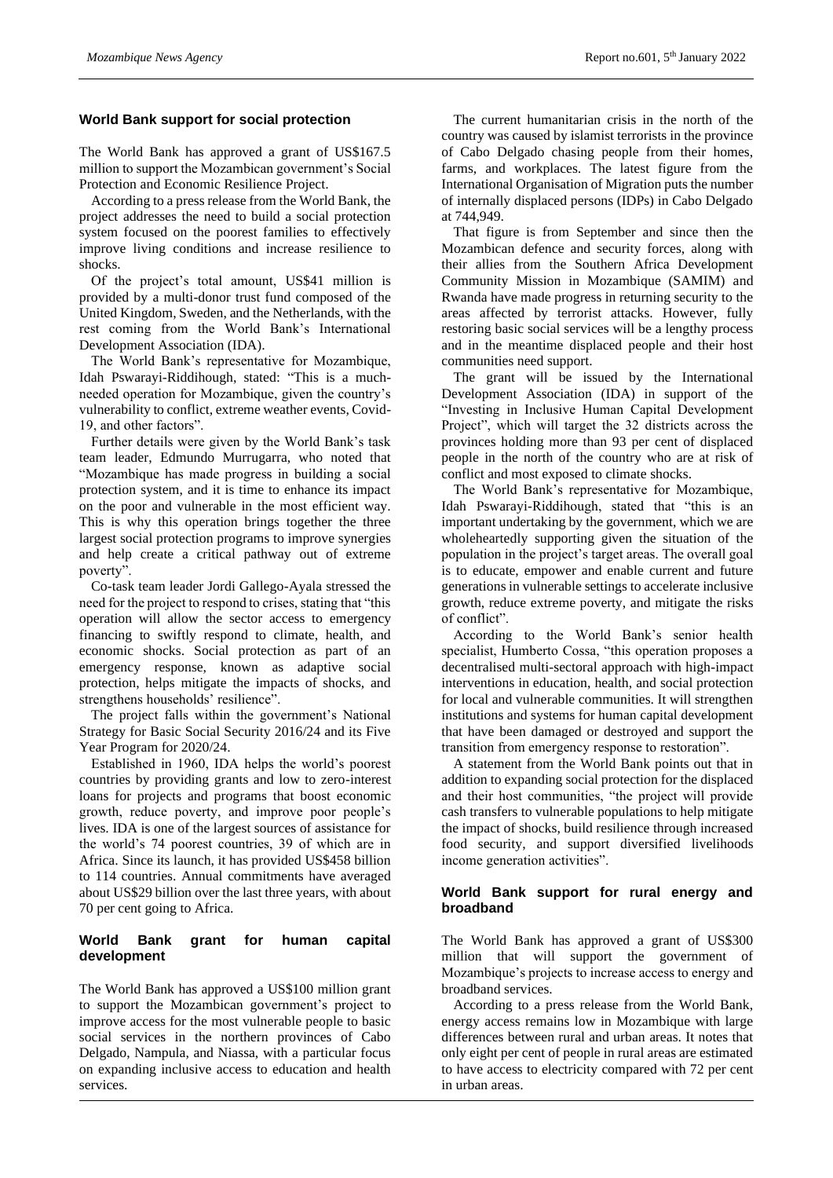## World Bank support for social protection

The World Bank has approved a grant of US$167.5 million to support the Mozambican government's Social Protection and Economic Resilience Project.

According to a press release from the World Bank, the project addresses the need to build a social protection system focused on the poorest families to effectively improve living conditions and increase resilience to shocks.

Of the project's total amount, US$41 million is provided by a multi-donor trust fund composed of the United Kingdom, Sweden, and the Netherlands, with the rest coming from the World Bank's International Development Association (IDA).

The World Bank's representative for Mozambique, Idah Pswarayi-Riddihough, stated: "This is a much-needed operation for Mozambique, given the country's vulnerability to conflict, extreme weather events, Covid-19, and other factors".

Further details were given by the World Bank's task team leader, Edmundo Murrugarra, who noted that "Mozambique has made progress in building a social protection system, and it is time to enhance its impact on the poor and vulnerable in the most efficient way. This is why this operation brings together the three largest social protection programs to improve synergies and help create a critical pathway out of extreme poverty".

Co-task team leader Jordi Gallego-Ayala stressed the need for the project to respond to crises, stating that "this operation will allow the sector access to emergency financing to swiftly respond to climate, health, and economic shocks. Social protection as part of an emergency response, known as adaptive social protection, helps mitigate the impacts of shocks, and strengthens households' resilience".

The project falls within the government's National Strategy for Basic Social Security 2016/24 and its Five Year Program for 2020/24.

Established in 1960, IDA helps the world's poorest countries by providing grants and low to zero-interest loans for projects and programs that boost economic growth, reduce poverty, and improve poor people's lives. IDA is one of the largest sources of assistance for the world's 74 poorest countries, 39 of which are in Africa. Since its launch, it has provided US$458 billion to 114 countries. Annual commitments have averaged about US$29 billion over the last three years, with about 70 per cent going to Africa.

## World Bank grant for human capital development

The World Bank has approved a US$100 million grant to support the Mozambican government's project to improve access for the most vulnerable people to basic social services in the northern provinces of Cabo Delgado, Nampula, and Niassa, with a particular focus on expanding inclusive access to education and health services.

The current humanitarian crisis in the north of the country was caused by islamist terrorists in the province of Cabo Delgado chasing people from their homes, farms, and workplaces. The latest figure from the International Organisation of Migration puts the number of internally displaced persons (IDPs) in Cabo Delgado at 744,949.

That figure is from September and since then the Mozambican defence and security forces, along with their allies from the Southern Africa Development Community Mission in Mozambique (SAMIM) and Rwanda have made progress in returning security to the areas affected by terrorist attacks. However, fully restoring basic social services will be a lengthy process and in the meantime displaced people and their host communities need support.

The grant will be issued by the International Development Association (IDA) in support of the "Investing in Inclusive Human Capital Development Project", which will target the 32 districts across the provinces holding more than 93 per cent of displaced people in the north of the country who are at risk of conflict and most exposed to climate shocks.

The World Bank's representative for Mozambique, Idah Pswarayi-Riddihough, stated that "this is an important undertaking by the government, which we are wholeheartedly supporting given the situation of the population in the project's target areas. The overall goal is to educate, empower and enable current and future generations in vulnerable settings to accelerate inclusive growth, reduce extreme poverty, and mitigate the risks of conflict".

According to the World Bank's senior health specialist, Humberto Cossa, "this operation proposes a decentralised multi-sectoral approach with high-impact interventions in education, health, and social protection for local and vulnerable communities. It will strengthen institutions and systems for human capital development that have been damaged or destroyed and support the transition from emergency response to restoration".

A statement from the World Bank points out that in addition to expanding social protection for the displaced and their host communities, "the project will provide cash transfers to vulnerable populations to help mitigate the impact of shocks, build resilience through increased food security, and support diversified livelihoods income generation activities".

## World Bank support for rural energy and broadband

The World Bank has approved a grant of US$300 million that will support the government of Mozambique's projects to increase access to energy and broadband services.

According to a press release from the World Bank, energy access remains low in Mozambique with large differences between rural and urban areas. It notes that only eight per cent of people in rural areas are estimated to have access to electricity compared with 72 per cent in urban areas.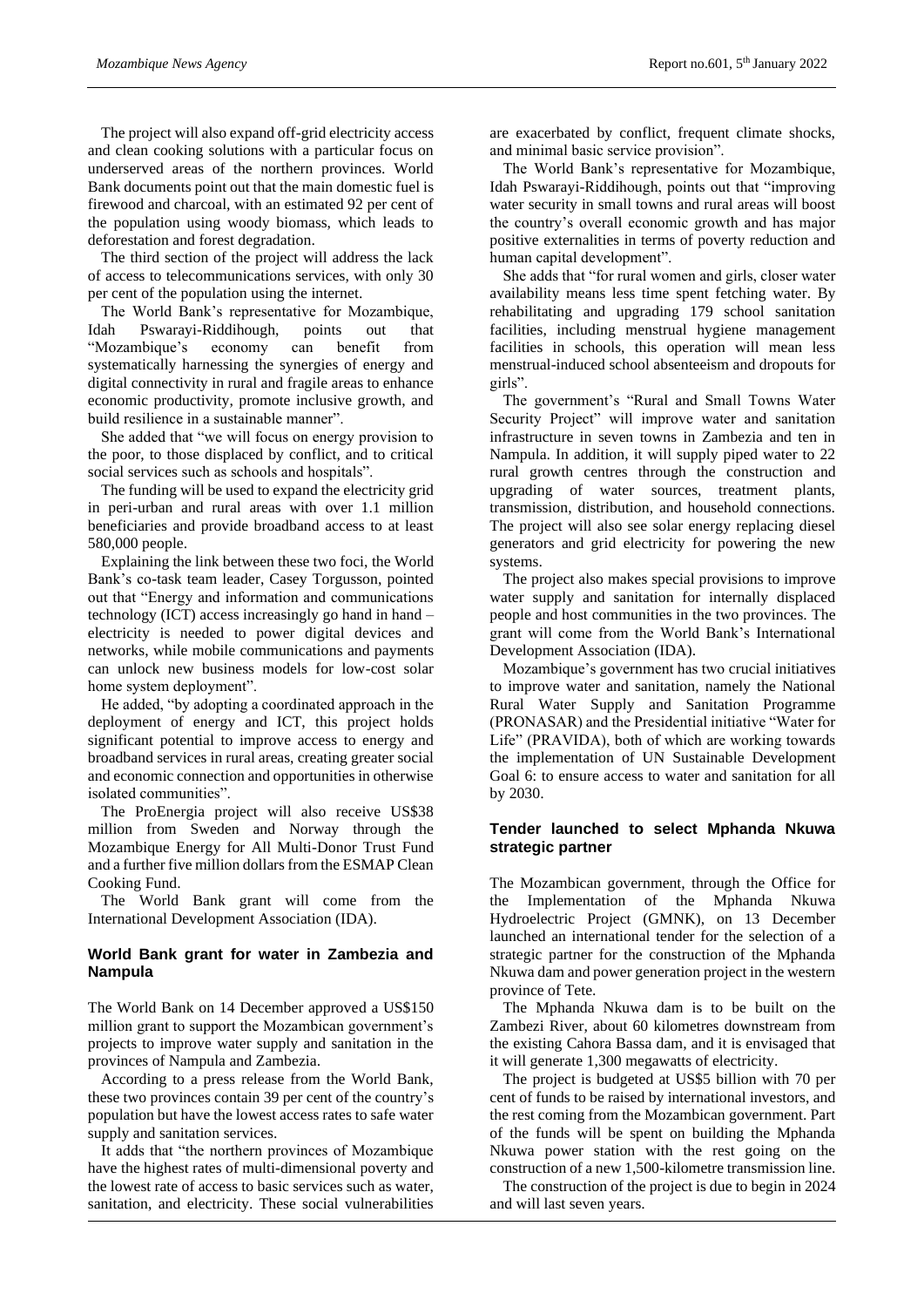The project will also expand off-grid electricity access and clean cooking solutions with a particular focus on underserved areas of the northern provinces. World Bank documents point out that the main domestic fuel is firewood and charcoal, with an estimated 92 per cent of the population using woody biomass, which leads to deforestation and forest degradation.

The third section of the project will address the lack of access to telecommunications services, with only 30 per cent of the population using the internet.

The World Bank's representative for Mozambique, Idah Pswarayi-Riddihough, points out that "Mozambique's economy can benefit from systematically harnessing the synergies of energy and digital connectivity in rural and fragile areas to enhance economic productivity, promote inclusive growth, and build resilience in a sustainable manner".

She added that "we will focus on energy provision to the poor, to those displaced by conflict, and to critical social services such as schools and hospitals".

The funding will be used to expand the electricity grid in peri-urban and rural areas with over 1.1 million beneficiaries and provide broadband access to at least 580,000 people.

Explaining the link between these two foci, the World Bank's co-task team leader, Casey Torgusson, pointed out that "Energy and information and communications technology (ICT) access increasingly go hand in hand – electricity is needed to power digital devices and networks, while mobile communications and payments can unlock new business models for low-cost solar home system deployment".

He added, "by adopting a coordinated approach in the deployment of energy and ICT, this project holds significant potential to improve access to energy and broadband services in rural areas, creating greater social and economic connection and opportunities in otherwise isolated communities".

The ProEnergia project will also receive US$38 million from Sweden and Norway through the Mozambique Energy for All Multi-Donor Trust Fund and a further five million dollars from the ESMAP Clean Cooking Fund.

The World Bank grant will come from the International Development Association (IDA).

## World Bank grant for water in Zambezia and Nampula

The World Bank on 14 December approved a US$150 million grant to support the Mozambican government's projects to improve water supply and sanitation in the provinces of Nampula and Zambezia.

According to a press release from the World Bank, these two provinces contain 39 per cent of the country's population but have the lowest access rates to safe water supply and sanitation services.

It adds that "the northern provinces of Mozambique have the highest rates of multi-dimensional poverty and the lowest rate of access to basic services such as water, sanitation, and electricity. These social vulnerabilities are exacerbated by conflict, frequent climate shocks, and minimal basic service provision".

The World Bank's representative for Mozambique, Idah Pswarayi-Riddihough, points out that "improving water security in small towns and rural areas will boost the country's overall economic growth and has major positive externalities in terms of poverty reduction and human capital development".

She adds that "for rural women and girls, closer water availability means less time spent fetching water. By rehabilitating and upgrading 179 school sanitation facilities, including menstrual hygiene management facilities in schools, this operation will mean less menstrual-induced school absenteeism and dropouts for girls".

The government's "Rural and Small Towns Water Security Project" will improve water and sanitation infrastructure in seven towns in Zambezia and ten in Nampula. In addition, it will supply piped water to 22 rural growth centres through the construction and upgrading of water sources, treatment plants, transmission, distribution, and household connections. The project will also see solar energy replacing diesel generators and grid electricity for powering the new systems.

The project also makes special provisions to improve water supply and sanitation for internally displaced people and host communities in the two provinces. The grant will come from the World Bank's International Development Association (IDA).

Mozambique's government has two crucial initiatives to improve water and sanitation, namely the National Rural Water Supply and Sanitation Programme (PRONASAR) and the Presidential initiative "Water for Life" (PRAVIDA), both of which are working towards the implementation of UN Sustainable Development Goal 6: to ensure access to water and sanitation for all by 2030.

## Tender launched to select Mphanda Nkuwa strategic partner

The Mozambican government, through the Office for the Implementation of the Mphanda Nkuwa Hydroelectric Project (GMNK), on 13 December launched an international tender for the selection of a strategic partner for the construction of the Mphanda Nkuwa dam and power generation project in the western province of Tete.

The Mphanda Nkuwa dam is to be built on the Zambezi River, about 60 kilometres downstream from the existing Cahora Bassa dam, and it is envisaged that it will generate 1,300 megawatts of electricity.

The project is budgeted at US$5 billion with 70 per cent of funds to be raised by international investors, and the rest coming from the Mozambican government. Part of the funds will be spent on building the Mphanda Nkuwa power station with the rest going on the construction of a new 1,500-kilometre transmission line.

The construction of the project is due to begin in 2024 and will last seven years.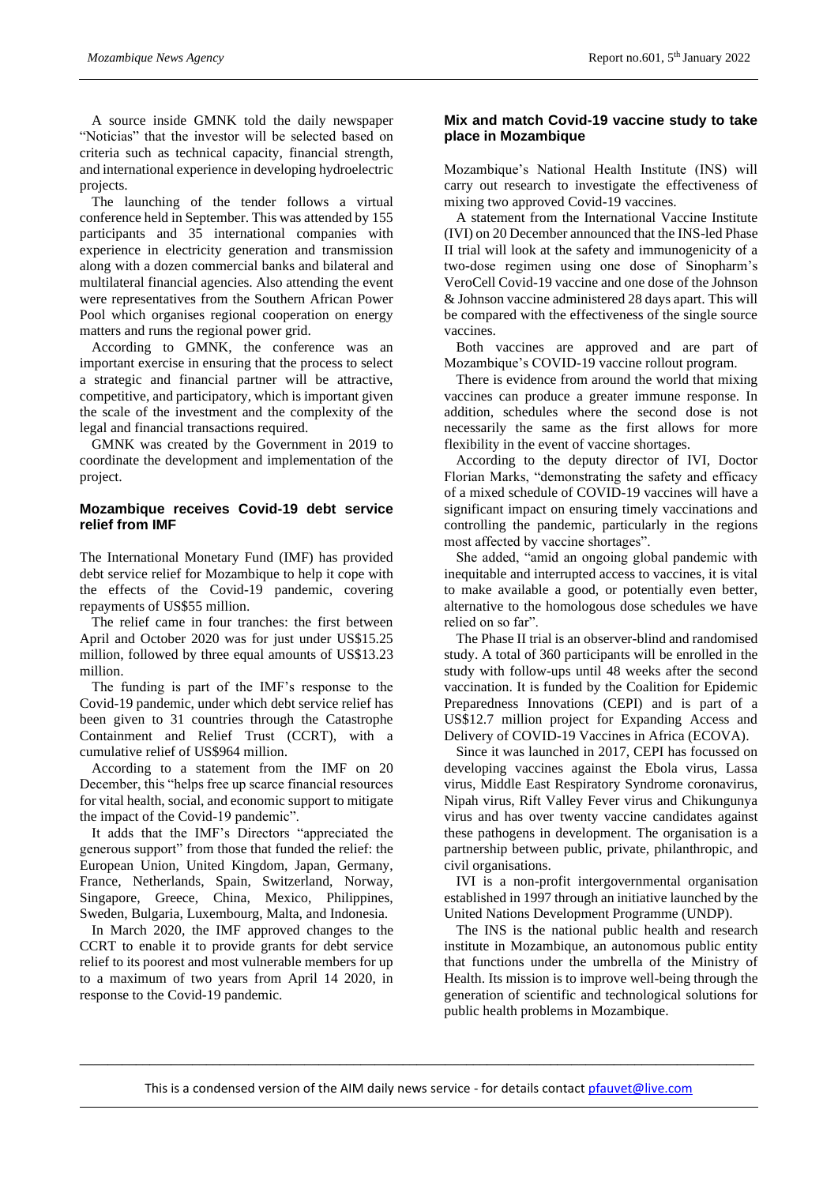A source inside GMNK told the daily newspaper "Noticias" that the investor will be selected based on criteria such as technical capacity, financial strength, and international experience in developing hydroelectric projects.

The launching of the tender follows a virtual conference held in September. This was attended by 155 participants and 35 international companies with experience in electricity generation and transmission along with a dozen commercial banks and bilateral and multilateral financial agencies. Also attending the event were representatives from the Southern African Power Pool which organises regional cooperation on energy matters and runs the regional power grid.

According to GMNK, the conference was an important exercise in ensuring that the process to select a strategic and financial partner will be attractive, competitive, and participatory, which is important given the scale of the investment and the complexity of the legal and financial transactions required.

GMNK was created by the Government in 2019 to coordinate the development and implementation of the project.

## Mozambique receives Covid-19 debt service relief from IMF

The International Monetary Fund (IMF) has provided debt service relief for Mozambique to help it cope with the effects of the Covid-19 pandemic, covering repayments of US$55 million.

The relief came in four tranches: the first between April and October 2020 was for just under US$15.25 million, followed by three equal amounts of US$13.23 million.

The funding is part of the IMF's response to the Covid-19 pandemic, under which debt service relief has been given to 31 countries through the Catastrophe Containment and Relief Trust (CCRT), with a cumulative relief of US$964 million.

According to a statement from the IMF on 20 December, this "helps free up scarce financial resources for vital health, social, and economic support to mitigate the impact of the Covid-19 pandemic".

It adds that the IMF's Directors "appreciated the generous support" from those that funded the relief: the European Union, United Kingdom, Japan, Germany, France, Netherlands, Spain, Switzerland, Norway, Singapore, Greece, China, Mexico, Philippines, Sweden, Bulgaria, Luxembourg, Malta, and Indonesia.

In March 2020, the IMF approved changes to the CCRT to enable it to provide grants for debt service relief to its poorest and most vulnerable members for up to a maximum of two years from April 14 2020, in response to the Covid-19 pandemic.

## Mix and match Covid-19 vaccine study to take place in Mozambique

Mozambique's National Health Institute (INS) will carry out research to investigate the effectiveness of mixing two approved Covid-19 vaccines.

A statement from the International Vaccine Institute (IVI) on 20 December announced that the INS-led Phase II trial will look at the safety and immunogenicity of a two-dose regimen using one dose of Sinopharm's VeroCell Covid-19 vaccine and one dose of the Johnson & Johnson vaccine administered 28 days apart. This will be compared with the effectiveness of the single source vaccines.

Both vaccines are approved and are part of Mozambique's COVID-19 vaccine rollout program.

There is evidence from around the world that mixing vaccines can produce a greater immune response. In addition, schedules where the second dose is not necessarily the same as the first allows for more flexibility in the event of vaccine shortages.

According to the deputy director of IVI, Doctor Florian Marks, "demonstrating the safety and efficacy of a mixed schedule of COVID-19 vaccines will have a significant impact on ensuring timely vaccinations and controlling the pandemic, particularly in the regions most affected by vaccine shortages".

She added, "amid an ongoing global pandemic with inequitable and interrupted access to vaccines, it is vital to make available a good, or potentially even better, alternative to the homologous dose schedules we have relied on so far".

The Phase II trial is an observer-blind and randomised study. A total of 360 participants will be enrolled in the study with follow-ups until 48 weeks after the second vaccination. It is funded by the Coalition for Epidemic Preparedness Innovations (CEPI) and is part of a US$12.7 million project for Expanding Access and Delivery of COVID-19 Vaccines in Africa (ECOVA).

Since it was launched in 2017, CEPI has focussed on developing vaccines against the Ebola virus, Lassa virus, Middle East Respiratory Syndrome coronavirus, Nipah virus, Rift Valley Fever virus and Chikungunya virus and has over twenty vaccine candidates against these pathogens in development. The organisation is a partnership between public, private, philanthropic, and civil organisations.

IVI is a non-profit intergovernmental organisation established in 1997 through an initiative launched by the United Nations Development Programme (UNDP).

The INS is the national public health and research institute in Mozambique, an autonomous public entity that functions under the umbrella of the Ministry of Health. Its mission is to improve well-being through the generation of scientific and technological solutions for public health problems in Mozambique.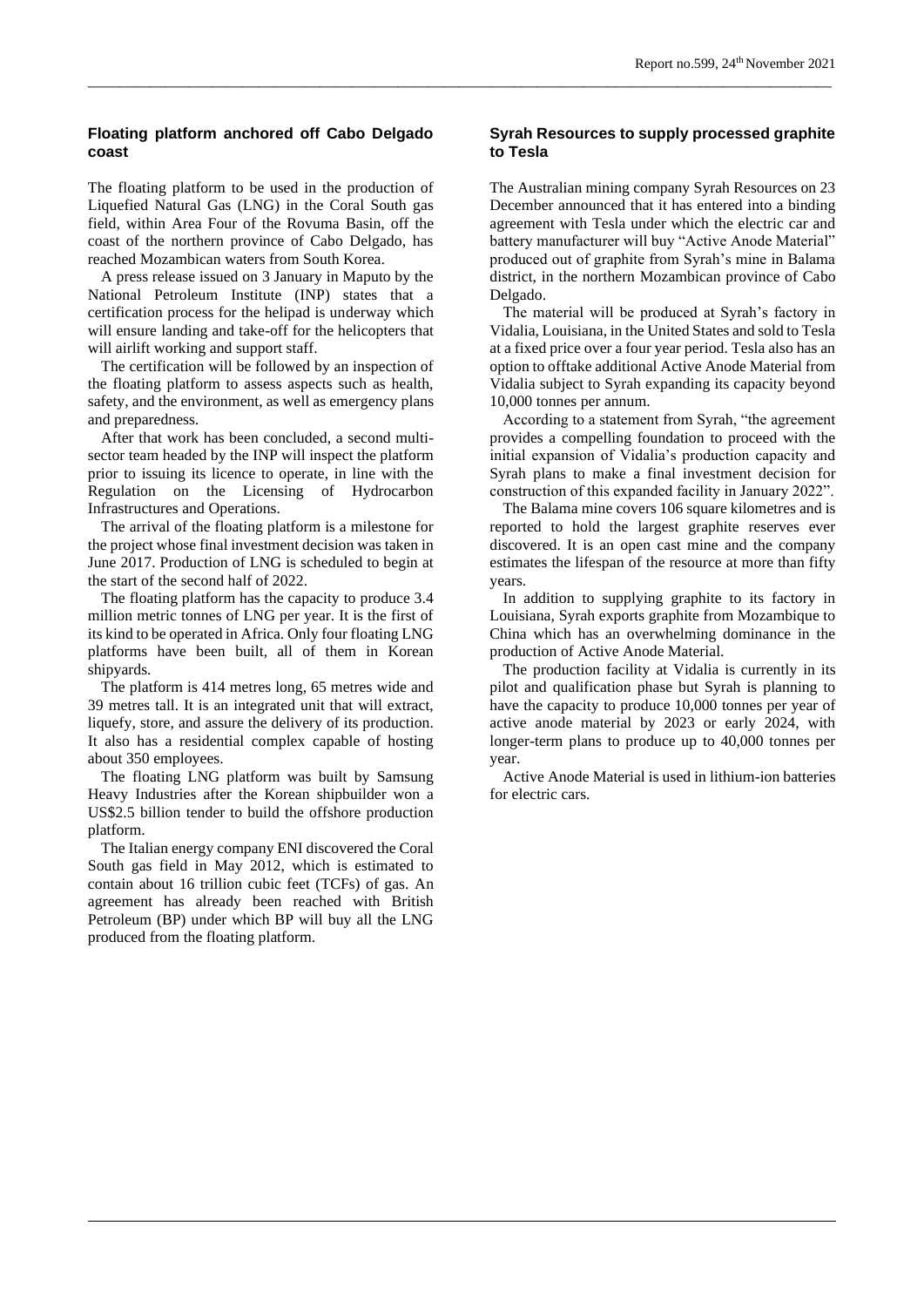## Floating platform anchored off Cabo Delgado coast

The floating platform to be used in the production of Liquefied Natural Gas (LNG) in the Coral South gas field, within Area Four of the Rovuma Basin, off the coast of the northern province of Cabo Delgado, has reached Mozambican waters from South Korea.

A press release issued on 3 January in Maputo by the National Petroleum Institute (INP) states that a certification process for the helipad is underway which will ensure landing and take-off for the helicopters that will airlift working and support staff.

The certification will be followed by an inspection of the floating platform to assess aspects such as health, safety, and the environment, as well as emergency plans and preparedness.

After that work has been concluded, a second multi-sector team headed by the INP will inspect the platform prior to issuing its licence to operate, in line with the Regulation on the Licensing of Hydrocarbon Infrastructures and Operations.

The arrival of the floating platform is a milestone for the project whose final investment decision was taken in June 2017. Production of LNG is scheduled to begin at the start of the second half of 2022.

The floating platform has the capacity to produce 3.4 million metric tonnes of LNG per year. It is the first of its kind to be operated in Africa. Only four floating LNG platforms have been built, all of them in Korean shipyards.

The platform is 414 metres long, 65 metres wide and 39 metres tall. It is an integrated unit that will extract, liquefy, store, and assure the delivery of its production. It also has a residential complex capable of hosting about 350 employees.

The floating LNG platform was built by Samsung Heavy Industries after the Korean shipbuilder won a US$2.5 billion tender to build the offshore production platform.

The Italian energy company ENI discovered the Coral South gas field in May 2012, which is estimated to contain about 16 trillion cubic feet (TCFs) of gas. An agreement has already been reached with British Petroleum (BP) under which BP will buy all the LNG produced from the floating platform.

## Syrah Resources to supply processed graphite to Tesla

The Australian mining company Syrah Resources on 23 December announced that it has entered into a binding agreement with Tesla under which the electric car and battery manufacturer will buy "Active Anode Material" produced out of graphite from Syrah's mine in Balama district, in the northern Mozambican province of Cabo Delgado.

The material will be produced at Syrah's factory in Vidalia, Louisiana, in the United States and sold to Tesla at a fixed price over a four year period. Tesla also has an option to offtake additional Active Anode Material from Vidalia subject to Syrah expanding its capacity beyond 10,000 tonnes per annum.

According to a statement from Syrah, "the agreement provides a compelling foundation to proceed with the initial expansion of Vidalia's production capacity and Syrah plans to make a final investment decision for construction of this expanded facility in January 2022".

The Balama mine covers 106 square kilometres and is reported to hold the largest graphite reserves ever discovered. It is an open cast mine and the company estimates the lifespan of the resource at more than fifty years.

In addition to supplying graphite to its factory in Louisiana, Syrah exports graphite from Mozambique to China which has an overwhelming dominance in the production of Active Anode Material.

The production facility at Vidalia is currently in its pilot and qualification phase but Syrah is planning to have the capacity to produce 10,000 tonnes per year of active anode material by 2023 or early 2024, with longer-term plans to produce up to 40,000 tonnes per year.

Active Anode Material is used in lithium-ion batteries for electric cars.